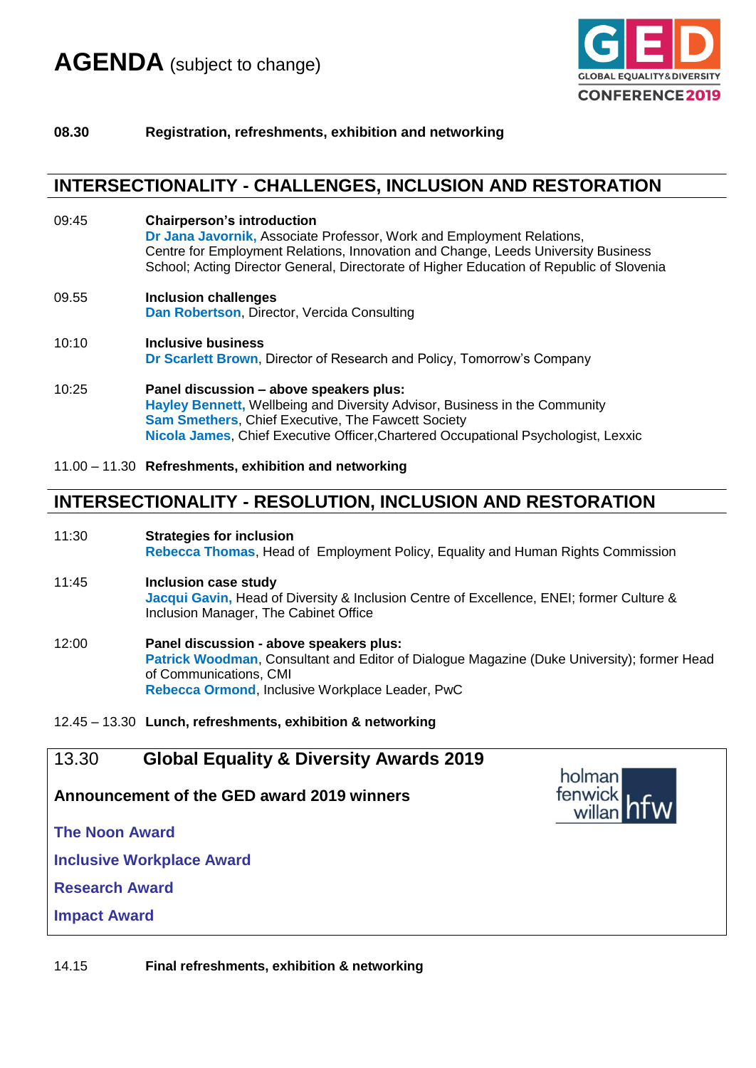# AGENDA (subject to change)

GED GLOBAL EQUALITY & DIVERSITY CONFERENCE 2019

**08.30** **Registration, refreshments, exhibition and networking**

## INTERSECTIONALITY - CHALLENGES, INCLUSION AND RESTORATION

09:45 **Chairperson's introduction**
**Dr Jana Javornik,** Associate Professor, Work and Employment Relations, Centre for Employment Relations, Innovation and Change, Leeds University Business School; Acting Director General, Directorate of Higher Education of Republic of Slovenia

09.55 **Inclusion challenges**
**Dan Robertson**, Director, Vercida Consulting

10:10 **Inclusive business**
**Dr Scarlett Brown**, Director of Research and Policy, Tomorrow's Company

10:25 **Panel discussion – above speakers plus:**
**Hayley Bennett,** Wellbeing and Diversity Advisor, Business in the Community
**Sam Smethers**, Chief Executive, The Fawcett Society
**Nicola James**, Chief Executive Officer,Chartered Occupational Psychologist, Lexxic

11.00 – 11.30 **Refreshments, exhibition and networking**

## INTERSECTIONALITY - RESOLUTION, INCLUSION AND RESTORATION

11:30 **Strategies for inclusion**
**Rebecca Thomas**, Head of Employment Policy, Equality and Human Rights Commission

11:45 **Inclusion case study**
**Jacqui Gavin,** Head of Diversity & Inclusion Centre of Excellence, ENEI; former Culture & Inclusion Manager, The Cabinet Office

12:00 **Panel discussion - above speakers plus:**
**Patrick Woodman**, Consultant and Editor of Dialogue Magazine (Duke University); former Head of Communications, CMI
**Rebecca Ormond**, Inclusive Workplace Leader, PwC

12.45 – 13.30 **Lunch, refreshments, exhibition & networking**

## 13.30 Global Equality & Diversity Awards 2019

holman fenwick willan hfw

**Announcement of the GED award 2019 winners**

**The Noon Award**

**Inclusive Workplace Award**

**Research Award**

**Impact Award**

14.15 **Final refreshments, exhibition & networking**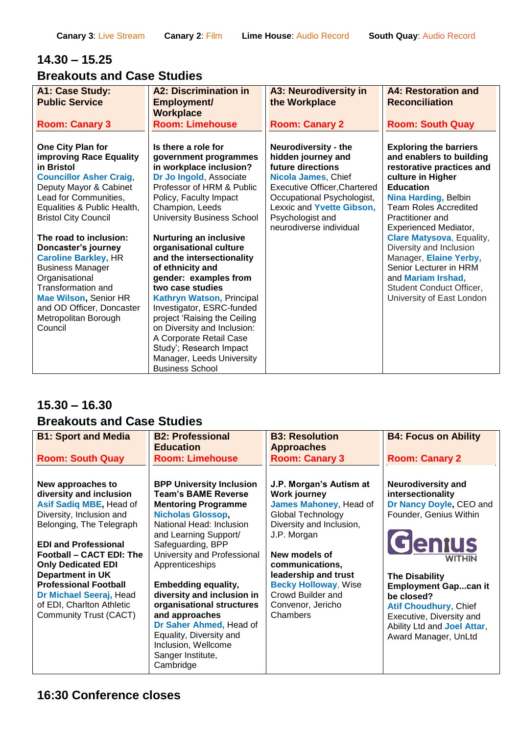**Canary 3**: Live Stream **Canary 2**: Film **Lime House**: Audio Record **South Quay**: Audio Record

## 14.30 – 15.25

## Breakouts and Case Studies

| A1: Case Study: Public Service<br><br>Room: Canary 3 | A2: Discrimination in Employment/ Workplace<br>Room: Limehouse | A3: Neurodiversity in the Workplace<br><br>Room: Canary 2 | A4: Restoration and Reconciliation<br><br>Room: South Quay |
|---|---|---|---|
| **One City Plan for improving Race Equality in Bristol**<br>**Councillor Asher Craig**, Deputy Mayor & Cabinet Lead for Communities, Equalities & Public Health, Bristol City Council<br><br>**The road to inclusion: Doncaster's journey**<br>**Caroline Barkley,** HR Business Manager Organisational Transformation and **Mae Wilson**, Senior HR and OD Officer, Doncaster Metropolitan Borough Council | **Is there a role for government programmes in workplace inclusion?**<br>**Dr Jo Ingold**, Associate Professor of HRM & Public Policy, Faculty Impact Champion, Leeds University Business School<br><br>**Nurturing an inclusive organisational culture and the intersectionality of ethnicity and gender: examples from two case studies**<br>**Kathryn Watson,** Principal Investigator, ESRC-funded project 'Raising the Ceiling on Diversity and Inclusion: A Corporate Retail Case Study'; Research Impact Manager, Leeds University Business School | **Neurodiversity - the hidden journey and future directions**<br>**Nicola James**, Chief Executive Officer, Chartered Occupational Psychologist, Lexxic and **Yvette Gibson,** Psychologist and neurodiverse individual | **Exploring the barriers and enablers to building restorative practices and culture in Higher Education**<br>**Nina Harding,** Belbin Team Roles Accredited Practitioner and Experienced Mediator, **Clare Matysova**, Equality, Diversity and Inclusion Manager, **Elaine Yerby,** Senior Lecturer in HRM and **Mariam Irshad,** Student Conduct Officer, University of East London |

## 15.30 – 16.30

## Breakouts and Case Studies

| B1: Sport and Media<br><br>Room: South Quay | B2: Professional Education<br>Room: Limehouse | B3: Resolution Approaches<br>Room: Canary 3 | B4: Focus on Ability<br><br>Room: Canary 2 |
|---|---|---|---|
| **New approaches to diversity and inclusion**<br>**Asif Sadiq MBE**, Head of Diversity, Inclusion and Belonging, The Telegraph<br><br>**EDI and Professional Football – CACT EDI: The Only Dedicated EDI Department in UK Professional Football**<br>**Dr Michael Seeraj,** Head of EDI, Charlton Athletic Community Trust (CACT) | **BPP University Inclusion Team's BAME Reverse Mentoring Programme**<br>**Nicholas Glossop,** National Head: Inclusion and Learning Support/ Safeguarding, BPP University and Professional Apprenticeships<br><br>**Embedding equality, diversity and inclusion in organisational structures and approaches**<br>**Dr Saher Ahmed,** Head of Equality, Diversity and Inclusion, Wellcome Sanger Institute, Cambridge | **J.P. Morgan's Autism at Work journey**<br>**James Mahoney**, Head of Global Technology Diversity and Inclusion, J.P. Morgan<br><br>**New models of communications, leadership and trust**<br>**Becky Holloway**, Wise Crowd Builder and Convenor, Jericho Chambers | **Neurodiversity and intersectionality**<br>**Dr Nancy Doyle,** CEO and Founder, Genius Within<br><br>Genius WITHIN<br><br>**The Disability Employment Gap...can it be closed?**<br>**Atif Choudhury**, Chief Executive, Diversity and Ability Ltd and **Joel Attar**, Award Manager, UnLtd |

## 16:30 Conference closes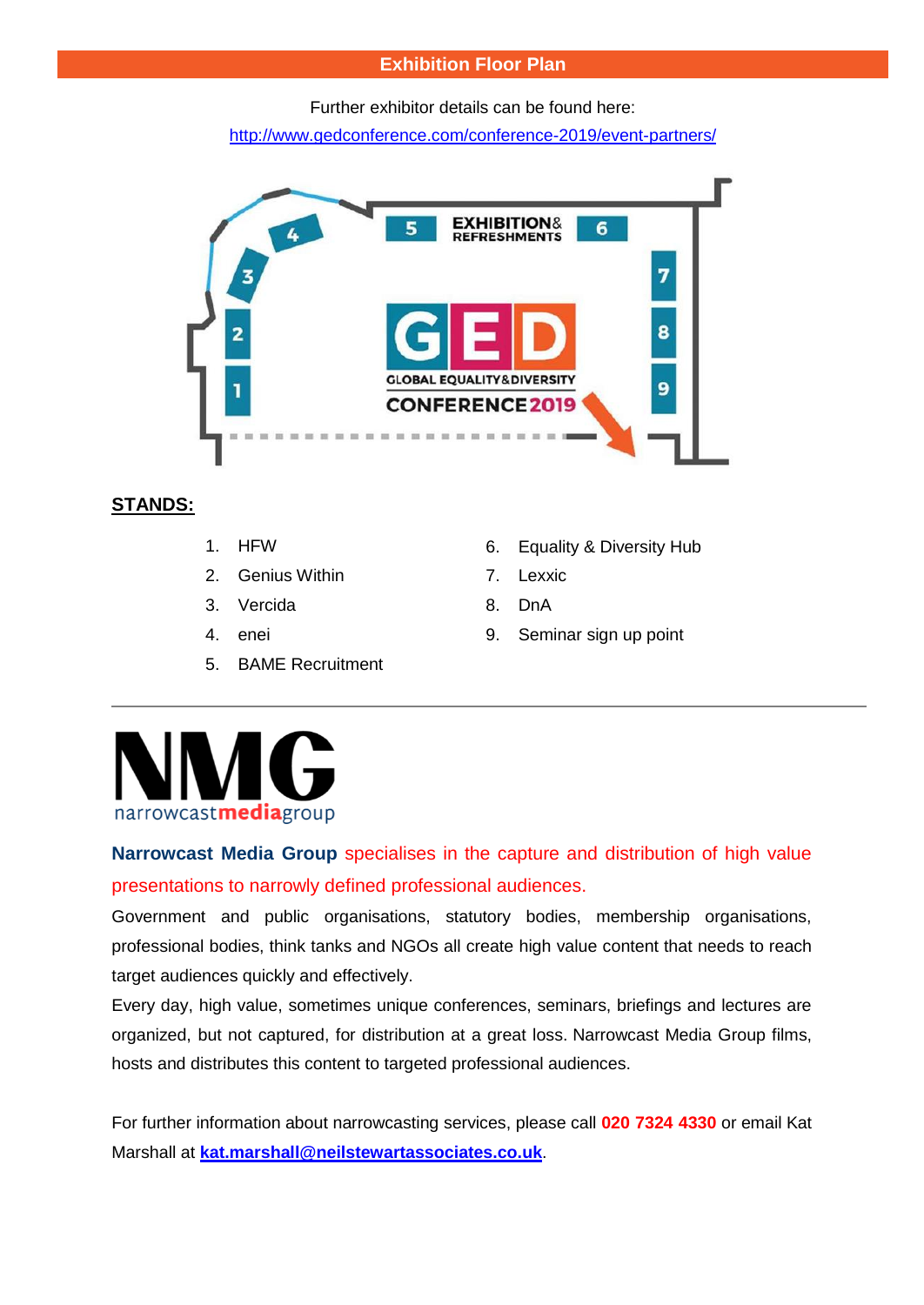## Exhibition Floor Plan

Further exhibitor details can be found here:
http://www.gedconference.com/conference-2019/event-partners/

EXHIBITION & REFRESHMENTS

GED

GLOBAL EQUALITY & DIVERSITY

CONFERENCE 2019

**STANDS:**

1. HFW
2. Genius Within
3. Vercida
4. enei
5. BAME Recruitment
6. Equality & Diversity Hub
7. Lexxic
8. DnA
9. Seminar sign up point

---

NMG

narrowcast**media**group

**Narrowcast Media Group** specialises in the capture and distribution of high value presentations to narrowly defined professional audiences.

Government and public organisations, statutory bodies, membership organisations, professional bodies, think tanks and NGOs all create high value content that needs to reach target audiences quickly and effectively.

Every day, high value, sometimes unique conferences, seminars, briefings and lectures are organized, but not captured, for distribution at a great loss. Narrowcast Media Group films, hosts and distributes this content to targeted professional audiences.

For further information about narrowcasting services, please call **020 7324 4330** or email Kat Marshall at **kat.marshall@neilstewartassociates.co.uk**.